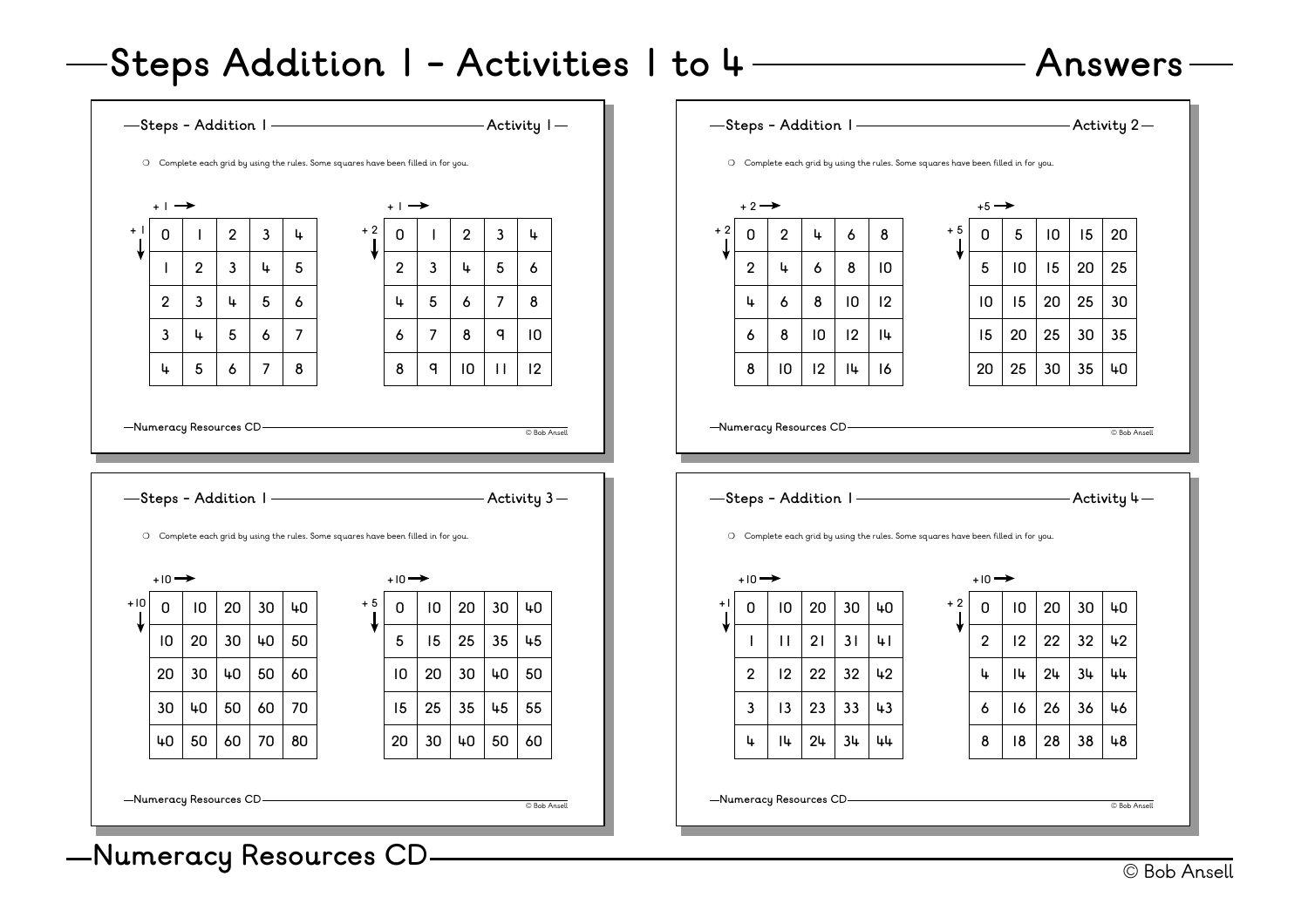# Steps Addition 1 - Activities 1 to 4 — Answers

## Steps - Addition 1 — Activity 1

- Complete each grid by using the rules. Some squares have been filled in for you.

+1 → across, +1 ↓ down

| 0 | 1 | 2 | 3 | 4 |
|---|---|---|---|---|
| 1 | 2 | 3 | 4 | 5 |
| 2 | 3 | 4 | 5 | 6 |
| 3 | 4 | 5 | 6 | 7 |
| 4 | 5 | 6 | 7 | 8 |

+1 → across, +2 ↓ down

| 0 | 1 | 2 | 3 | 4 |
|---|---|---|---|---|
| 2 | 3 | 4 | 5 | 6 |
| 4 | 5 | 6 | 7 | 8 |
| 6 | 7 | 8 | 9 | 10 |
| 8 | 9 | 10 | 11 | 12 |

Numeracy Resources CD — © Bob Ansell

## Steps - Addition 1 — Activity 2

- Complete each grid by using the rules. Some squares have been filled in for you.

+2 → across, +2 ↓ down

| 0 | 2 | 4 | 6 | 8 |
|---|---|---|---|---|
| 2 | 4 | 6 | 8 | 10 |
| 4 | 6 | 8 | 10 | 12 |
| 6 | 8 | 10 | 12 | 14 |
| 8 | 10 | 12 | 14 | 16 |

+5 → across, +5 ↓ down

| 0 | 5 | 10 | 15 | 20 |
|---|---|---|---|---|
| 5 | 10 | 15 | 20 | 25 |
| 10 | 15 | 20 | 25 | 30 |
| 15 | 20 | 25 | 30 | 35 |
| 20 | 25 | 30 | 35 | 40 |

Numeracy Resources CD — © Bob Ansell

## Steps - Addition 1 — Activity 3

- Complete each grid by using the rules. Some squares have been filled in for you.

+10 → across, +10 ↓ down

| 0 | 10 | 20 | 30 | 40 |
|---|---|---|---|---|
| 10 | 20 | 30 | 40 | 50 |
| 20 | 30 | 40 | 50 | 60 |
| 30 | 40 | 50 | 60 | 70 |
| 40 | 50 | 60 | 70 | 80 |

+10 → across, +5 ↓ down

| 0 | 10 | 20 | 30 | 40 |
|---|---|---|---|---|
| 5 | 15 | 25 | 35 | 45 |
| 10 | 20 | 30 | 40 | 50 |
| 15 | 25 | 35 | 45 | 55 |
| 20 | 30 | 40 | 50 | 60 |

Numeracy Resources CD — © Bob Ansell

## Steps - Addition 1 — Activity 4

- Complete each grid by using the rules. Some squares have been filled in for you.

+10 → across, +1 ↓ down

| 0 | 10 | 20 | 30 | 40 |
|---|---|---|---|---|
| 1 | 11 | 21 | 31 | 41 |
| 2 | 12 | 22 | 32 | 42 |
| 3 | 13 | 23 | 33 | 43 |
| 4 | 14 | 24 | 34 | 44 |

+10 → across, +2 ↓ down

| 0 | 10 | 20 | 30 | 40 |
|---|---|---|---|---|
| 2 | 12 | 22 | 32 | 42 |
| 4 | 14 | 24 | 34 | 44 |
| 6 | 16 | 26 | 36 | 46 |
| 8 | 18 | 28 | 38 | 48 |

Numeracy Resources CD — © Bob Ansell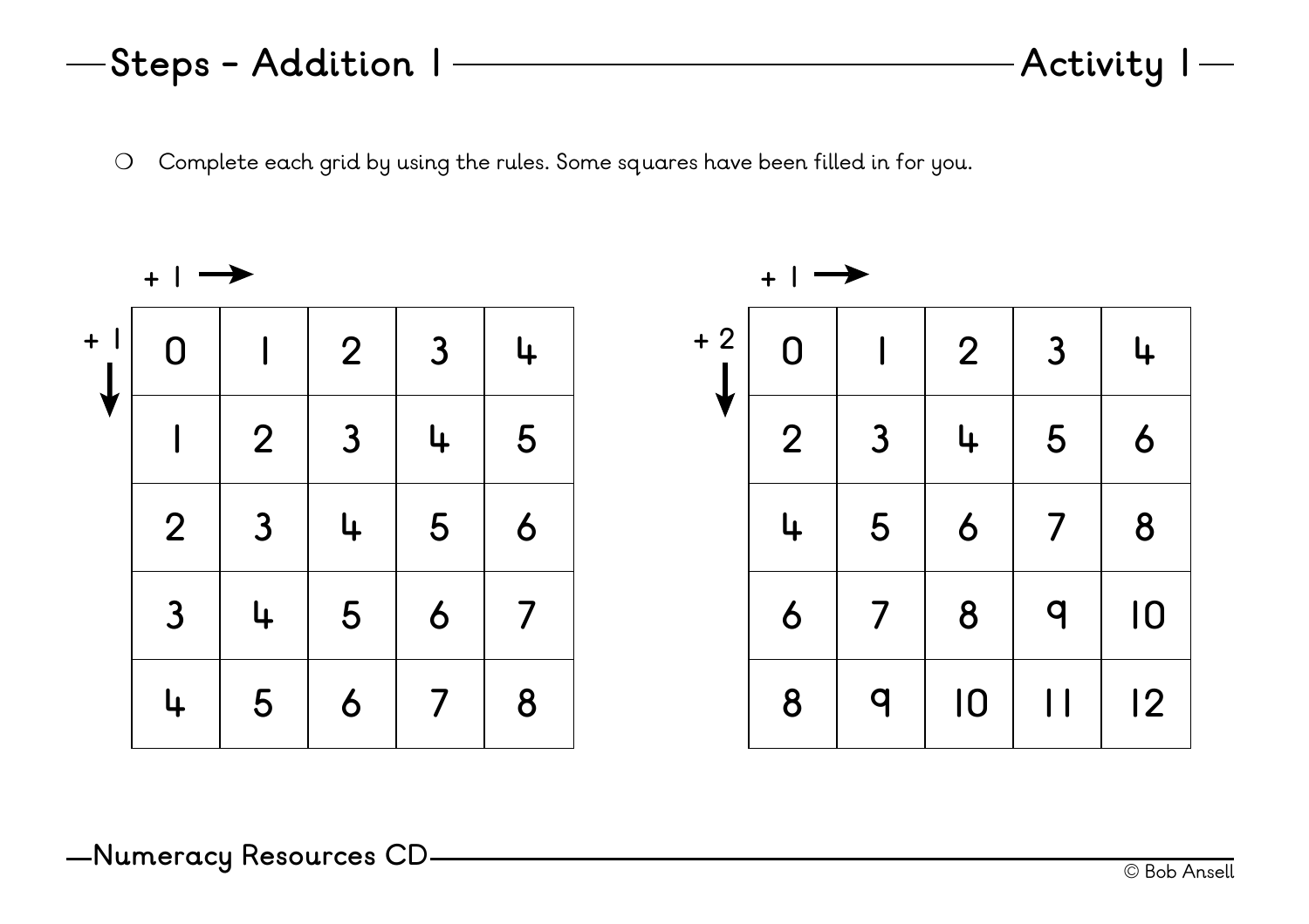# Steps – Addition 1

## Activity 1

- Complete each grid by using the rules. Some squares have been filled in for you.

Grid 1: + 1 → (across), + 1 ↓ (down)

| 0 | 1 | 2 | 3 | 4 |
|---|---|---|---|---|
| 1 | 2 | 3 | 4 | 5 |
| 2 | 3 | 4 | 5 | 6 |
| 3 | 4 | 5 | 6 | 7 |
| 4 | 5 | 6 | 7 | 8 |

Grid 2: + 1 → (across), + 2 ↓ (down)

| 0 | 1 | 2 | 3 | 4 |
|---|---|---|---|---|
| 2 | 3 | 4 | 5 | 6 |
| 4 | 5 | 6 | 7 | 8 |
| 6 | 7 | 8 | 9 | 10 |
| 8 | 9 | 10 | 11 | 12 |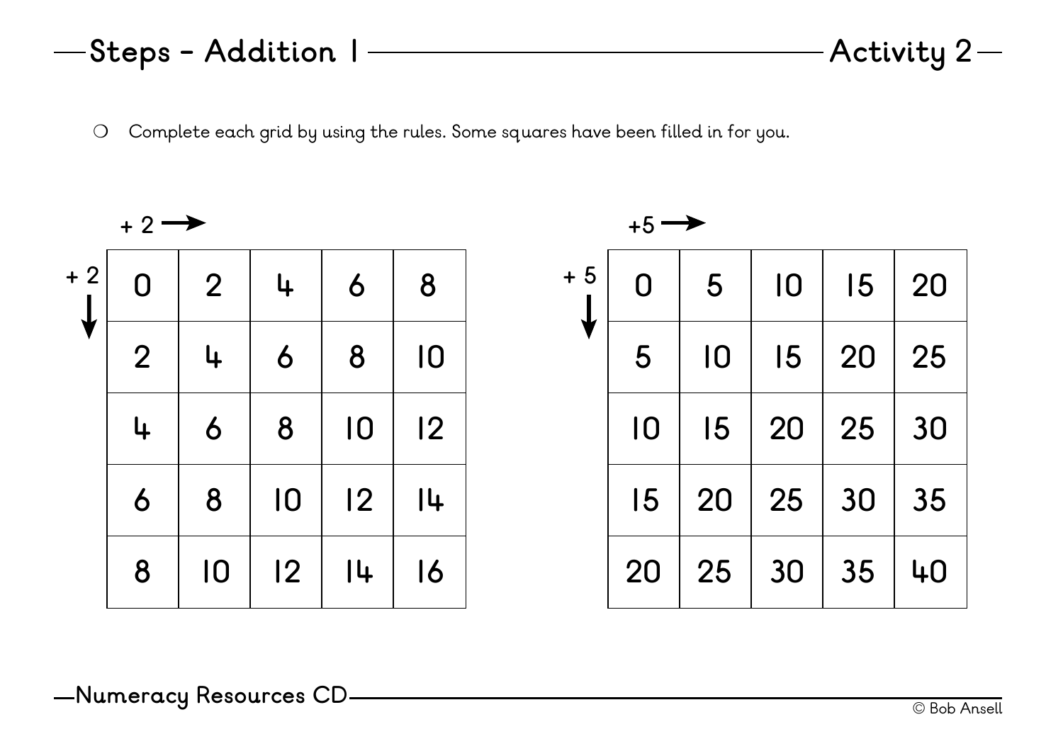# Steps – Addition 1 — Activity 2

- Complete each grid by using the rules. Some squares have been filled in for you.

+ 2 → (across), + 2 ↓ (down)

| 0 | 2 | 4 | 6 | 8 |
|---|---|---|---|---|
| 2 | 4 | 6 | 8 | 10 |
| 4 | 6 | 8 | 10 | 12 |
| 6 | 8 | 10 | 12 | 14 |
| 8 | 10 | 12 | 14 | 16 |

+5 → (across), + 5 ↓ (down)

| 0 | 5 | 10 | 15 | 20 |
|---|---|---|---|---|
| 5 | 10 | 15 | 20 | 25 |
| 10 | 15 | 20 | 25 | 30 |
| 15 | 20 | 25 | 30 | 35 |
| 20 | 25 | 30 | 35 | 40 |

Numeracy Resources CD

© Bob Ansell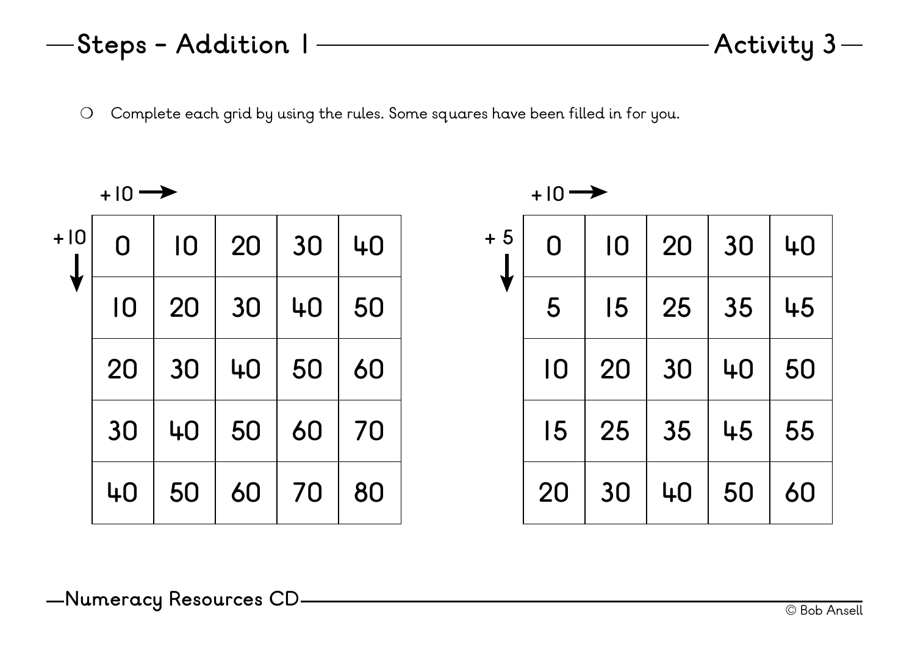# Steps – Addition 1 — Activity 3

- Complete each grid by using the rules. Some squares have been filled in for you.

+10 → (across), +10 ↓ (down)

| 0 | 10 | 20 | 30 | 40 |
|---|---|---|---|---|
| 10 | 20 | 30 | 40 | 50 |
| 20 | 30 | 40 | 50 | 60 |
| 30 | 40 | 50 | 60 | 70 |
| 40 | 50 | 60 | 70 | 80 |

+10 → (across), + 5 ↓ (down)

| 0 | 10 | 20 | 30 | 40 |
|---|---|---|---|---|
| 5 | 15 | 25 | 35 | 45 |
| 10 | 20 | 30 | 40 | 50 |
| 15 | 25 | 35 | 45 | 55 |
| 20 | 30 | 40 | 50 | 60 |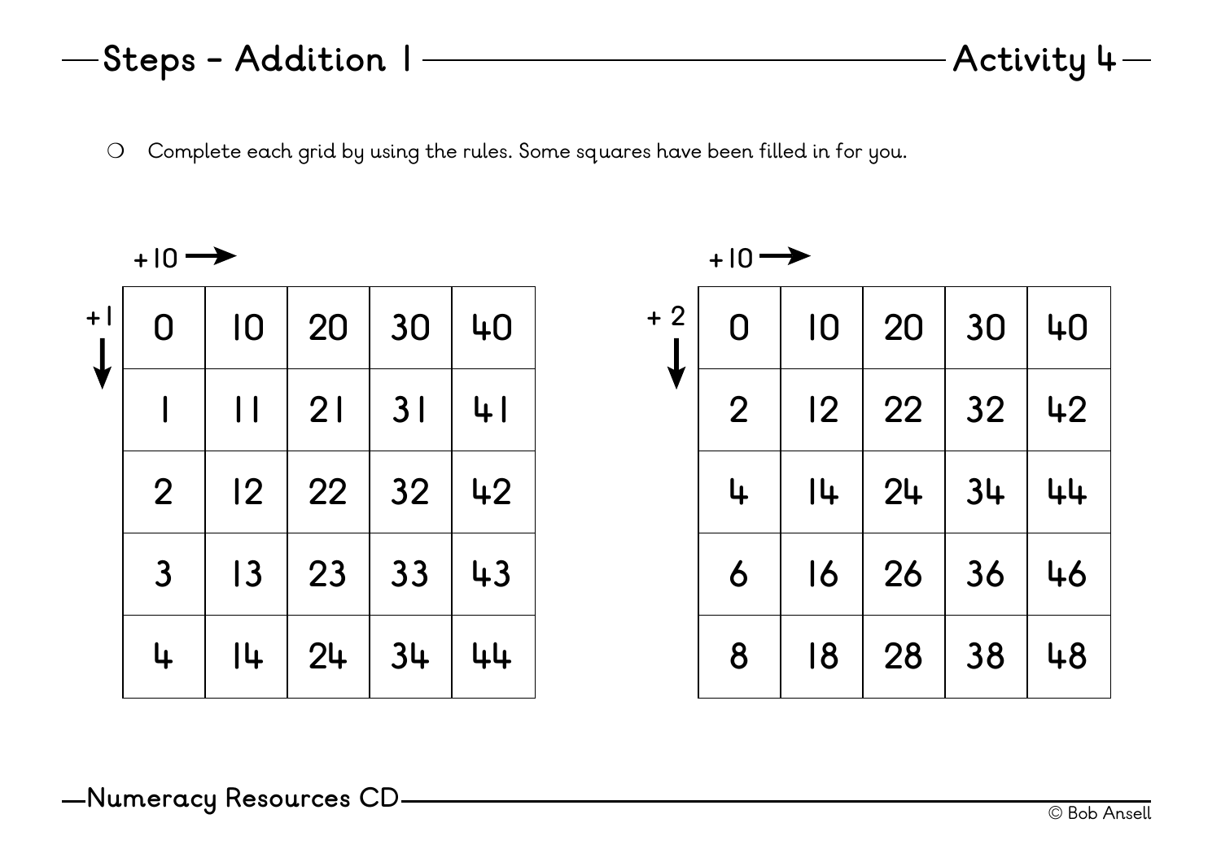## Steps – Addition 1 — Activity 4

- Complete each grid by using the rules. Some squares have been filled in for you.

+10 →

+1 ↓

| | | | | |
|---|---|---|---|---|
| 0 | 10 | 20 | 30 | 40 |
| 1 | 11 | 21 | 31 | 41 |
| 2 | 12 | 22 | 32 | 42 |
| 3 | 13 | 23 | 33 | 43 |
| 4 | 14 | 24 | 34 | 44 |

+10 →

+ 2 ↓

| | | | | |
|---|---|---|---|---|
| 0 | 10 | 20 | 30 | 40 |
| 2 | 12 | 22 | 32 | 42 |
| 4 | 14 | 24 | 34 | 44 |
| 6 | 16 | 26 | 36 | 46 |
| 8 | 18 | 28 | 38 | 48 |

Numeracy Resources CD

© Bob Ansell